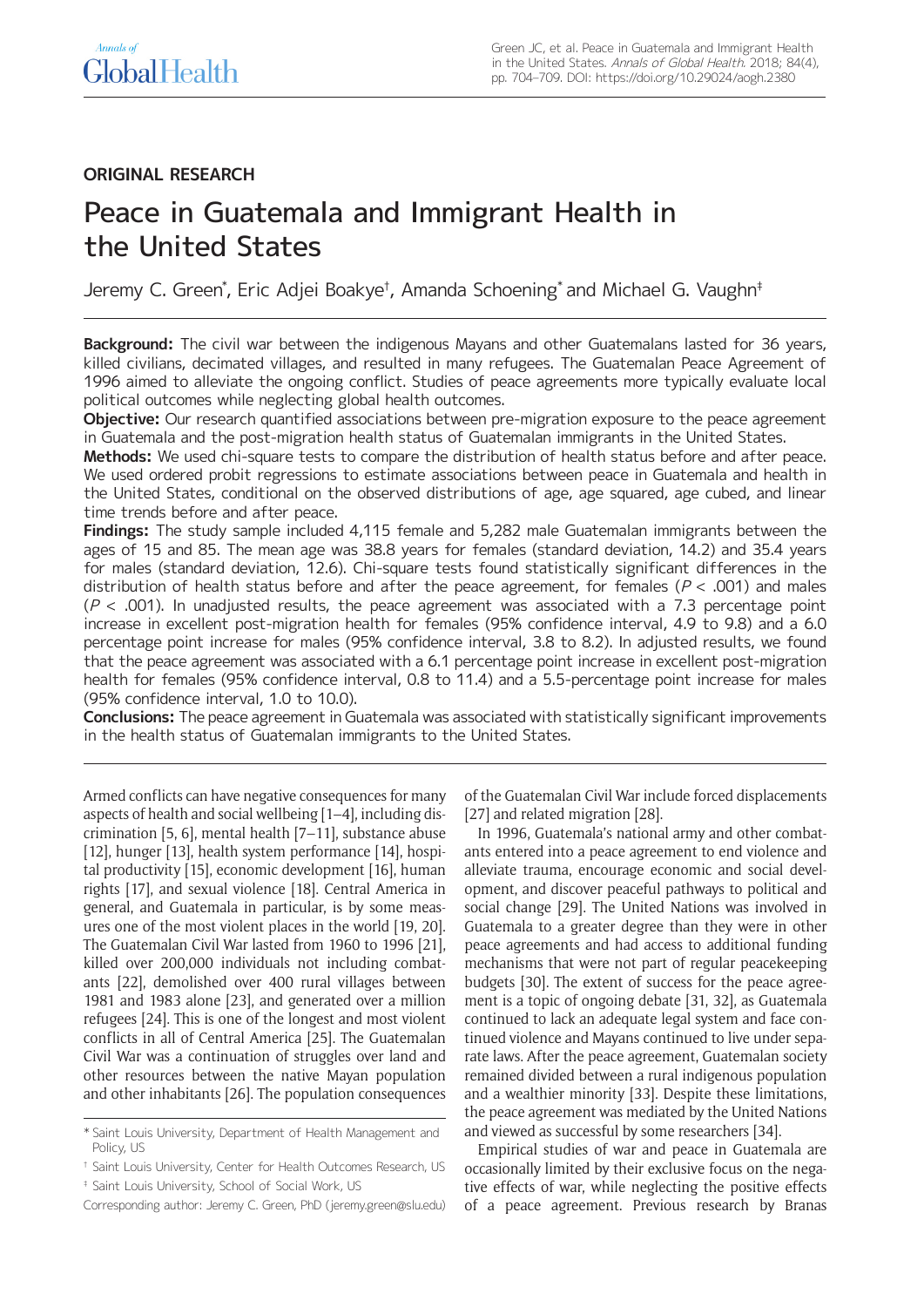ORIGINAL RESEARCH

# Peace in Guatemala and Immigrant Health in the United States

Jeremy C. Green[*], Eric Adjei Boakye[†], Amanda Schoening[*] and Michael G. Vaughn[‡]

**Background:** The civil war between the indigenous Mayans and other Guatemalans lasted for 36 years, killed civilians, decimated villages, and resulted in many refugees. The Guatemalan Peace Agreement of 1996 aimed to alleviate the ongoing conflict. Studies of peace agreements more typically evaluate local political outcomes while neglecting global health outcomes.

**Objective:** Our research quantified associations between pre-migration exposure to the peace agreement in Guatemala and the post-migration health status of Guatemalan immigrants in the United States.

**Methods:** We used chi-square tests to compare the distribution of health status before and after peace. We used ordered probit regressions to estimate associations between peace in Guatemala and health in the United States, conditional on the observed distributions of age, age squared, age cubed, and linear time trends before and after peace.

**Findings:** The study sample included 4,115 female and 5,282 male Guatemalan immigrants between the ages of 15 and 85. The mean age was 38.8 years for females (standard deviation, 14.2) and 35.4 years for males (standard deviation, 12.6). Chi-square tests found statistically significant differences in the distribution of health status before and after the peace agreement, for females ($P < .001$) and males ($P < .001$). In unadjusted results, the peace agreement was associated with a 7.3 percentage point increase in excellent post-migration health for females (95% confidence interval, 4.9 to 9.8) and a 6.0 percentage point increase for males (95% confidence interval, 3.8 to 8.2). In adjusted results, we found that the peace agreement was associated with a 6.1 percentage point increase in excellent post-migration health for females (95% confidence interval, 0.8 to 11.4) and a 5.5-percentage point increase for males (95% confidence interval, 1.0 to 10.0).

**Conclusions:** The peace agreement in Guatemala was associated with statistically significant improvements in the health status of Guatemalan immigrants to the United States.

Armed conflicts can have negative consequences for many aspects of health and social wellbeing [1–4], including discrimination [5, 6], mental health [7–11], substance abuse [12], hunger [13], health system performance [14], hospital productivity [15], economic development [16], human rights [17], and sexual violence [18]. Central America in general, and Guatemala in particular, is by some measures one of the most violent places in the world [19, 20]. The Guatemalan Civil War lasted from 1960 to 1996 [21], killed over 200,000 individuals not including combatants [22], demolished over 400 rural villages between 1981 and 1983 alone [23], and generated over a million refugees [24]. This is one of the longest and most violent conflicts in all of Central America [25]. The Guatemalan Civil War was a continuation of struggles over land and other resources between the native Mayan population and other inhabitants [26]. The population consequences of the Guatemalan Civil War include forced displacements [27] and related migration [28].

In 1996, Guatemala's national army and other combatants entered into a peace agreement to end violence and alleviate trauma, encourage economic and social development, and discover peaceful pathways to political and social change [29]. The United Nations was involved in Guatemala to a greater degree than they were in other peace agreements and had access to additional funding mechanisms that were not part of regular peacekeeping budgets [30]. The extent of success for the peace agreement is a topic of ongoing debate [31, 32], as Guatemala continued to lack an adequate legal system and face continued violence and Mayans continued to live under separate laws. After the peace agreement, Guatemalan society remained divided between a rural indigenous population and a wealthier minority [33]. Despite these limitations, the peace agreement was mediated by the United Nations and viewed as successful by some researchers [34].

Empirical studies of war and peace in Guatemala are occasionally limited by their exclusive focus on the negative effects of war, while neglecting the positive effects of a peace agreement. Previous research by Branas

---

[*] Saint Louis University, Department of Health Management and Policy, US

[†] Saint Louis University, Center for Health Outcomes Research, US

[‡] Saint Louis University, School of Social Work, US

Corresponding author: Jeremy C. Green, PhD (jeremy.green@slu.edu)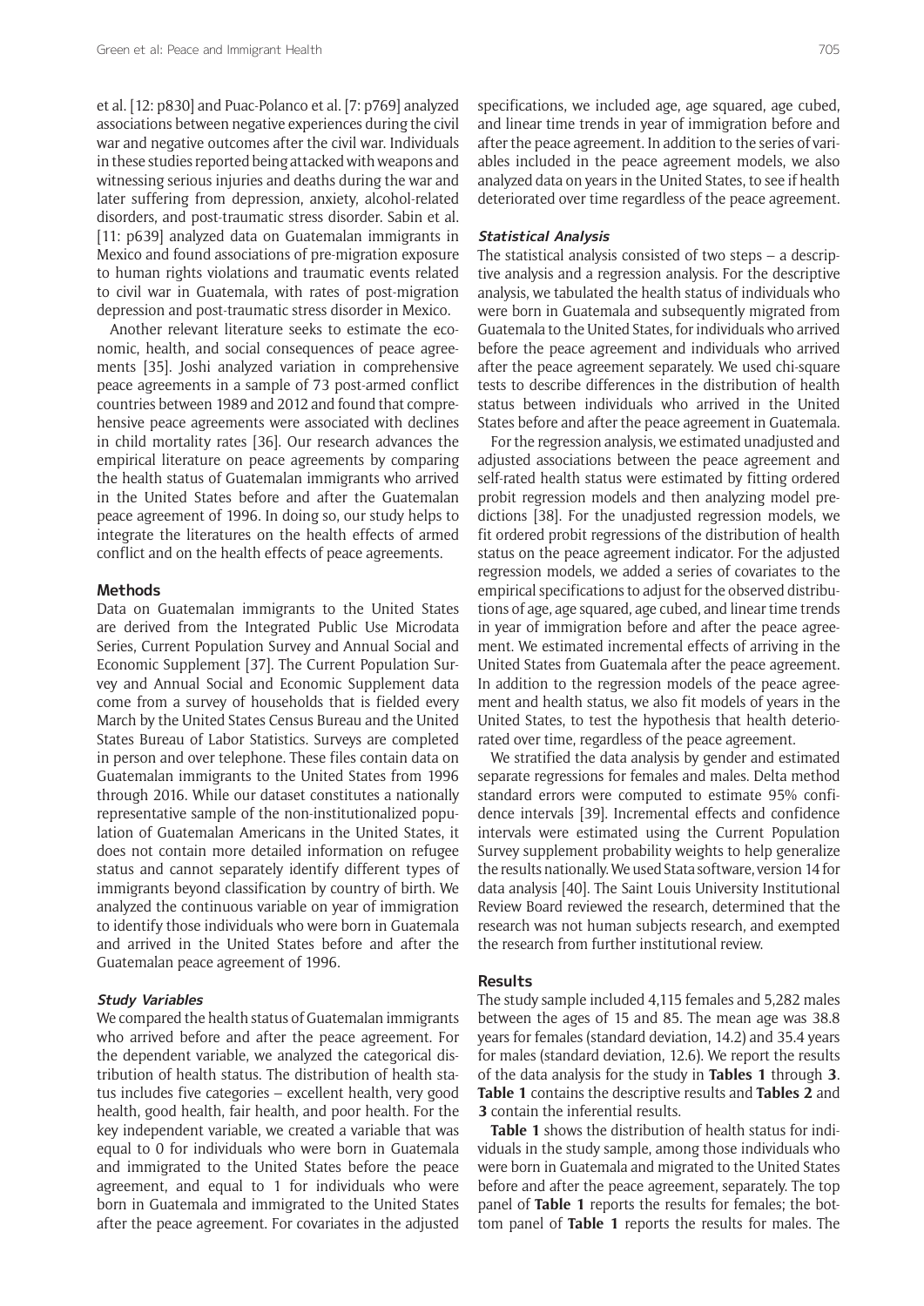et al. [12: p830] and Puac-Polanco et al. [7: p769] analyzed associations between negative experiences during the civil war and negative outcomes after the civil war. Individuals in these studies reported being attacked with weapons and witnessing serious injuries and deaths during the war and later suffering from depression, anxiety, alcohol-related disorders, and post-traumatic stress disorder. Sabin et al. [11: p639] analyzed data on Guatemalan immigrants in Mexico and found associations of pre-migration exposure to human rights violations and traumatic events related to civil war in Guatemala, with rates of post-migration depression and post-traumatic stress disorder in Mexico.

Another relevant literature seeks to estimate the economic, health, and social consequences of peace agreements [35]. Joshi analyzed variation in comprehensive peace agreements in a sample of 73 post-armed conflict countries between 1989 and 2012 and found that comprehensive peace agreements were associated with declines in child mortality rates [36]. Our research advances the empirical literature on peace agreements by comparing the health status of Guatemalan immigrants who arrived in the United States before and after the Guatemalan peace agreement of 1996. In doing so, our study helps to integrate the literatures on the health effects of armed conflict and on the health effects of peace agreements.

## Methods

Data on Guatemalan immigrants to the United States are derived from the Integrated Public Use Microdata Series, Current Population Survey and Annual Social and Economic Supplement [37]. The Current Population Survey and Annual Social and Economic Supplement data come from a survey of households that is fielded every March by the United States Census Bureau and the United States Bureau of Labor Statistics. Surveys are completed in person and over telephone. These files contain data on Guatemalan immigrants to the United States from 1996 through 2016. While our dataset constitutes a nationally representative sample of the non-institutionalized population of Guatemalan Americans in the United States, it does not contain more detailed information on refugee status and cannot separately identify different types of immigrants beyond classification by country of birth. We analyzed the continuous variable on year of immigration to identify those individuals who were born in Guatemala and arrived in the United States before and after the Guatemalan peace agreement of 1996.

### *Study Variables*

We compared the health status of Guatemalan immigrants who arrived before and after the peace agreement. For the dependent variable, we analyzed the categorical distribution of health status. The distribution of health status includes five categories – excellent health, very good health, good health, fair health, and poor health. For the key independent variable, we created a variable that was equal to 0 for individuals who were born in Guatemala and immigrated to the United States before the peace agreement, and equal to 1 for individuals who were born in Guatemala and immigrated to the United States after the peace agreement. For covariates in the adjusted specifications, we included age, age squared, age cubed, and linear time trends in year of immigration before and after the peace agreement. In addition to the series of variables included in the peace agreement models, we also analyzed data on years in the United States, to see if health deteriorated over time regardless of the peace agreement.

### *Statistical Analysis*

The statistical analysis consisted of two steps – a descriptive analysis and a regression analysis. For the descriptive analysis, we tabulated the health status of individuals who were born in Guatemala and subsequently migrated from Guatemala to the United States, for individuals who arrived before the peace agreement and individuals who arrived after the peace agreement separately. We used chi-square tests to describe differences in the distribution of health status between individuals who arrived in the United States before and after the peace agreement in Guatemala.

For the regression analysis, we estimated unadjusted and adjusted associations between the peace agreement and self-rated health status were estimated by fitting ordered probit regression models and then analyzing model predictions [38]. For the unadjusted regression models, we fit ordered probit regressions of the distribution of health status on the peace agreement indicator. For the adjusted regression models, we added a series of covariates to the empirical specifications to adjust for the observed distributions of age, age squared, age cubed, and linear time trends in year of immigration before and after the peace agreement. We estimated incremental effects of arriving in the United States from Guatemala after the peace agreement. In addition to the regression models of the peace agreement and health status, we also fit models of years in the United States, to test the hypothesis that health deteriorated over time, regardless of the peace agreement.

We stratified the data analysis by gender and estimated separate regressions for females and males. Delta method standard errors were computed to estimate 95% confidence intervals [39]. Incremental effects and confidence intervals were estimated using the Current Population Survey supplement probability weights to help generalize the results nationally. We used Stata software, version 14 for data analysis [40]. The Saint Louis University Institutional Review Board reviewed the research, determined that the research was not human subjects research, and exempted the research from further institutional review.

## Results

The study sample included 4,115 females and 5,282 males between the ages of 15 and 85. The mean age was 38.8 years for females (standard deviation, 14.2) and 35.4 years for males (standard deviation, 12.6). We report the results of the data analysis for the study in **Tables 1** through **3**. **Table 1** contains the descriptive results and **Tables 2** and **3** contain the inferential results.

**Table 1** shows the distribution of health status for individuals in the study sample, among those individuals who were born in Guatemala and migrated to the United States before and after the peace agreement, separately. The top panel of **Table 1** reports the results for females; the bottom panel of **Table 1** reports the results for males. The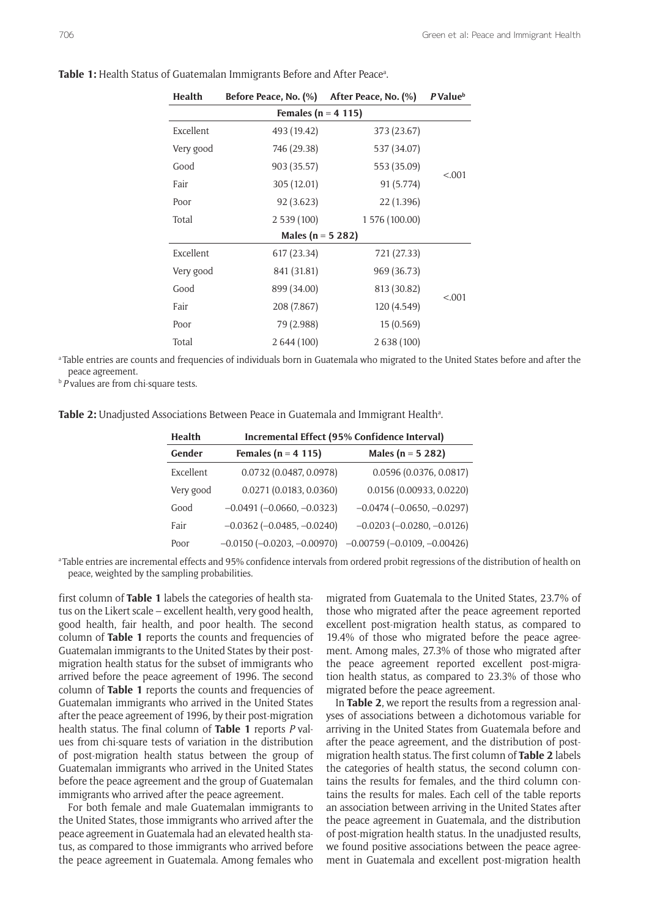**Table 1:** Health Status of Guatemalan Immigrants Before and After Peace[a].

| Health | Before Peace, No. (%) | After Peace, No. (%) | *P* Value[b] |
|---|---|---|---|
| **Females (n = 4 115)** | | | |
| Excellent | 493 (19.42) | 373 (23.67) | <.001 |
| Very good | 746 (29.38) | 537 (34.07) | |
| Good | 903 (35.57) | 553 (35.09) | |
| Fair | 305 (12.01) | 91 (5.774) | |
| Poor | 92 (3.623) | 22 (1.396) | |
| Total | 2 539 (100) | 1 576 (100.00) | |
| **Males (n = 5 282)** | | | |
| Excellent | 617 (23.34) | 721 (27.33) | <.001 |
| Very good | 841 (31.81) | 969 (36.73) | |
| Good | 899 (34.00) | 813 (30.82) | |
| Fair | 208 (7.867) | 120 (4.549) | |
| Poor | 79 (2.988) | 15 (0.569) | |
| Total | 2 644 (100) | 2 638 (100) | |

[a] Table entries are counts and frequencies of individuals born in Guatemala who migrated to the United States before and after the peace agreement.

[b] *P* values are from chi-square tests.

**Table 2:** Unadjusted Associations Between Peace in Guatemala and Immigrant Health[a].

| Health | Incremental Effect (95% Confidence Interval) | |
|---|---|---|
| **Gender** | **Females (n = 4 115)** | **Males (n = 5 282)** |
| Excellent | 0.0732 (0.0487, 0.0978) | 0.0596 (0.0376, 0.0817) |
| Very good | 0.0271 (0.0183, 0.0360) | 0.0156 (0.00933, 0.0220) |
| Good | −0.0491 (−0.0660, −0.0323) | −0.0474 (−0.0650, −0.0297) |
| Fair | −0.0362 (−0.0485, −0.0240) | −0.0203 (−0.0280, −0.0126) |
| Poor | −0.0150 (−0.0203, −0.00970) | −0.00759 (−0.0109, −0.00426) |

[a] Table entries are incremental effects and 95% confidence intervals from ordered probit regressions of the distribution of health on peace, weighted by the sampling probabilities.

first column of **Table 1** labels the categories of health status on the Likert scale – excellent health, very good health, good health, fair health, and poor health. The second column of **Table 1** reports the counts and frequencies of Guatemalan immigrants to the United States by their post-migration health status for the subset of immigrants who arrived before the peace agreement of 1996. The second column of **Table 1** reports the counts and frequencies of Guatemalan immigrants who arrived in the United States after the peace agreement of 1996, by their post-migration health status. The final column of **Table 1** reports *P* values from chi-square tests of variation in the distribution of post-migration health status between the group of Guatemalan immigrants who arrived in the United States before the peace agreement and the group of Guatemalan immigrants who arrived after the peace agreement.

For both female and male Guatemalan immigrants to the United States, those immigrants who arrived after the peace agreement in Guatemala had an elevated health status, as compared to those immigrants who arrived before the peace agreement in Guatemala. Among females who migrated from Guatemala to the United States, 23.7% of those who migrated after the peace agreement reported excellent post-migration health status, as compared to 19.4% of those who migrated before the peace agreement. Among males, 27.3% of those who migrated after the peace agreement reported excellent post-migration health status, as compared to 23.3% of those who migrated before the peace agreement.

In **Table 2**, we report the results from a regression analyses of associations between a dichotomous variable for arriving in the United States from Guatemala before and after the peace agreement, and the distribution of post-migration health status. The first column of **Table 2** labels the categories of health status, the second column contains the results for females, and the third column contains the results for males. Each cell of the table reports an association between arriving in the United States after the peace agreement in Guatemala, and the distribution of post-migration health status. In the unadjusted results, we found positive associations between the peace agreement in Guatemala and excellent post-migration health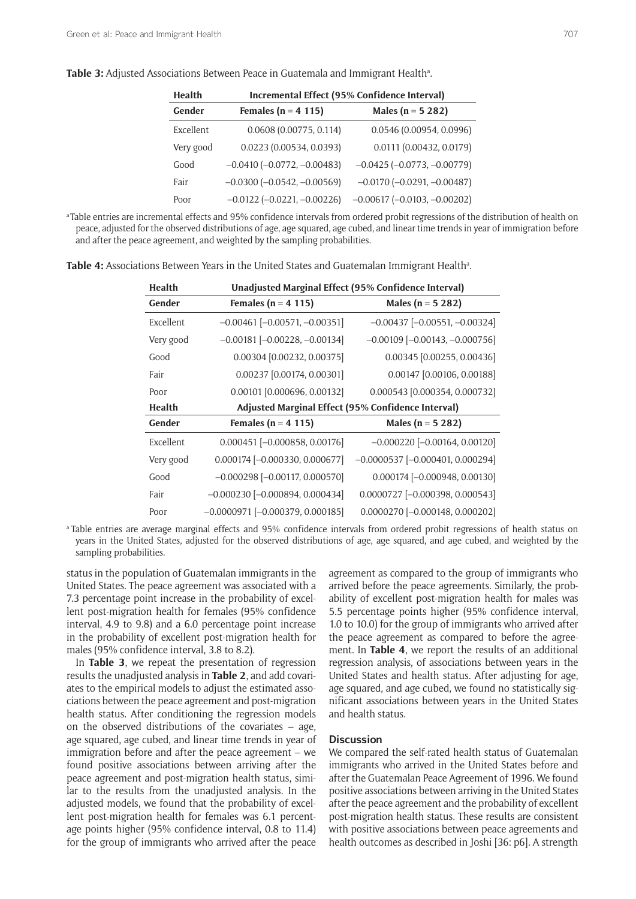**Table 3:** Adjusted Associations Between Peace in Guatemala and Immigrant Health[a].

| Health | Incremental Effect (95% Confidence Interval) | |
|---|---|---|
| Gender | Females (n = 4 115) | Males (n = 5 282) |
| Excellent | 0.0608 (0.00775, 0.114) | 0.0546 (0.00954, 0.0996) |
| Very good | 0.0223 (0.00534, 0.0393) | 0.0111 (0.00432, 0.0179) |
| Good | –0.0410 (–0.0772, –0.00483) | –0.0425 (–0.0773, –0.00779) |
| Fair | –0.0300 (–0.0542, –0.00569) | –0.0170 (–0.0291, –0.00487) |
| Poor | –0.0122 (–0.0221, –0.00226) | –0.00617 (–0.0103, –0.00202) |

[a] Table entries are incremental effects and 95% confidence intervals from ordered probit regressions of the distribution of health on peace, adjusted for the observed distributions of age, age squared, age cubed, and linear time trends in year of immigration before and after the peace agreement, and weighted by the sampling probabilities.

**Table 4:** Associations Between Years in the United States and Guatemalan Immigrant Health[a].

| Health | Unadjusted Marginal Effect (95% Confidence Interval) | |
|---|---|---|
| Gender | Females (n = 4 115) | Males (n = 5 282) |
| Excellent | –0.00461 [–0.00571, –0.00351] | –0.00437 [–0.00551, –0.00324] |
| Very good | –0.00181 [–0.00228, –0.00134] | –0.00109 [–0.00143, –0.000756] |
| Good | 0.00304 [0.00232, 0.00375] | 0.00345 [0.00255, 0.00436] |
| Fair | 0.00237 [0.00174, 0.00301] | 0.00147 [0.00106, 0.00188] |
| Poor | 0.00101 [0.000696, 0.00132] | 0.000543 [0.000354, 0.000732] |
| **Health** | **Adjusted Marginal Effect (95% Confidence Interval)** | |
| **Gender** | **Females (n = 4 115)** | **Males (n = 5 282)** |
| Excellent | 0.000451 [–0.000858, 0.00176] | –0.000220 [–0.00164, 0.00120] |
| Very good | 0.000174 [–0.000330, 0.000677] | –0.0000537 [–0.000401, 0.000294] |
| Good | –0.000298 [–0.00117, 0.000570] | 0.000174 [–0.000948, 0.00130] |
| Fair | –0.000230 [–0.000894, 0.000434] | 0.0000727 [–0.000398, 0.000543] |
| Poor | –0.0000971 [–0.000379, 0.000185] | 0.0000270 [–0.000148, 0.000202] |

[a] Table entries are average marginal effects and 95% confidence intervals from ordered probit regressions of health status on years in the United States, adjusted for the observed distributions of age, age squared, and age cubed, and weighted by the sampling probabilities.

status in the population of Guatemalan immigrants in the United States. The peace agreement was associated with a 7.3 percentage point increase in the probability of excellent post-migration health for females (95% confidence interval, 4.9 to 9.8) and a 6.0 percentage point increase in the probability of excellent post-migration health for males (95% confidence interval, 3.8 to 8.2).

In **Table 3**, we repeat the presentation of regression results the unadjusted analysis in **Table 2**, and add covariates to the empirical models to adjust the estimated associations between the peace agreement and post-migration health status. After conditioning the regression models on the observed distributions of the covariates – age, age squared, age cubed, and linear time trends in year of immigration before and after the peace agreement – we found positive associations between arriving after the peace agreement and post-migration health status, similar to the results from the unadjusted analysis. In the adjusted models, we found that the probability of excellent post-migration health for females was 6.1 percentage points higher (95% confidence interval, 0.8 to 11.4) for the group of immigrants who arrived after the peace agreement as compared to the group of immigrants who arrived before the peace agreements. Similarly, the probability of excellent post-migration health for males was 5.5 percentage points higher (95% confidence interval, 1.0 to 10.0) for the group of immigrants who arrived after the peace agreement as compared to before the agreement. In **Table 4**, we report the results of an additional regression analysis, of associations between years in the United States and health status. After adjusting for age, age squared, and age cubed, we found no statistically significant associations between years in the United States and health status.

## Discussion

We compared the self-rated health status of Guatemalan immigrants who arrived in the United States before and after the Guatemalan Peace Agreement of 1996. We found positive associations between arriving in the United States after the peace agreement and the probability of excellent post-migration health status. These results are consistent with positive associations between peace agreements and health outcomes as described in Joshi [36: p6]. A strength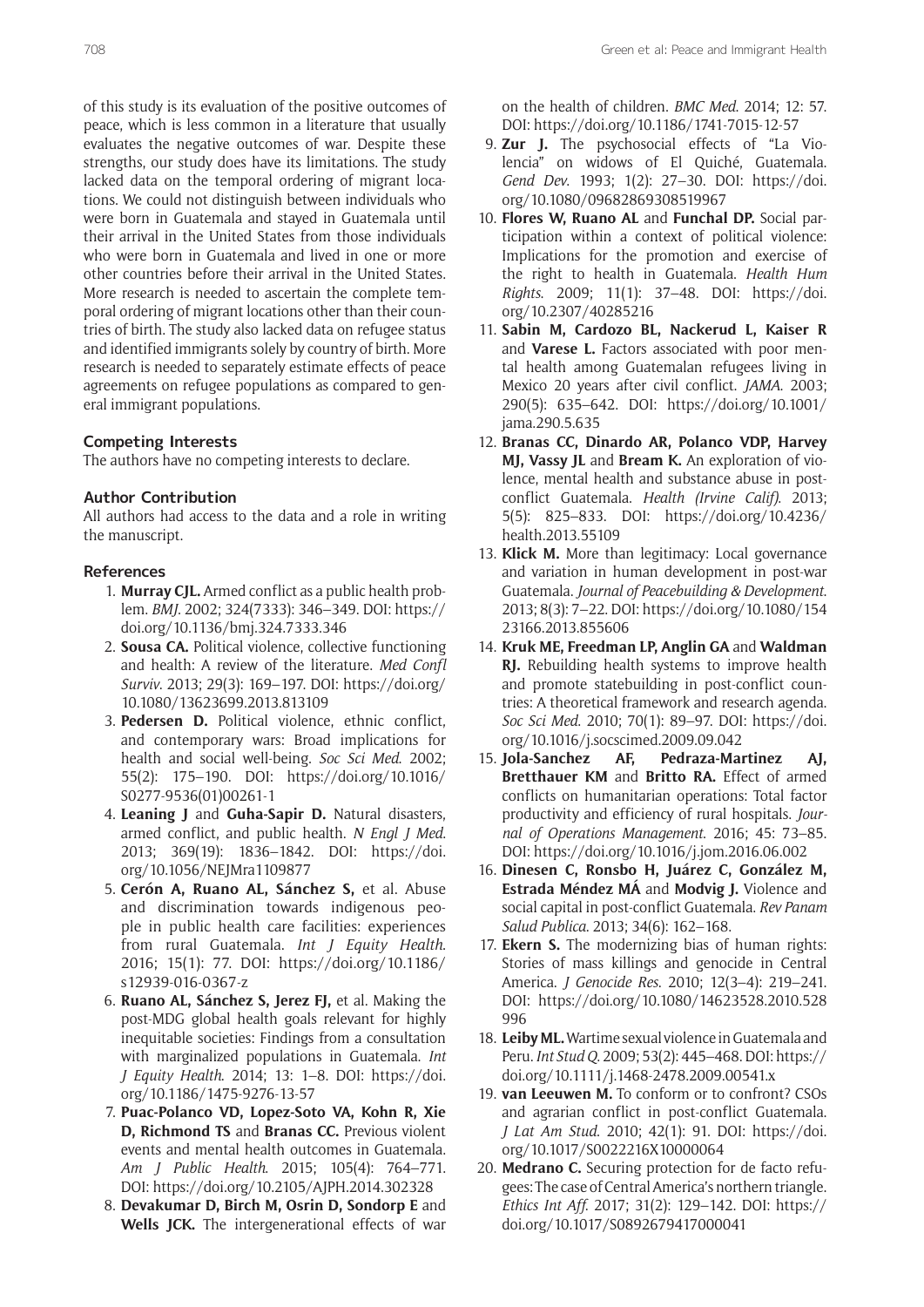of this study is its evaluation of the positive outcomes of peace, which is less common in a literature that usually evaluates the negative outcomes of war. Despite these strengths, our study does have its limitations. The study lacked data on the temporal ordering of migrant locations. We could not distinguish between individuals who were born in Guatemala and stayed in Guatemala until their arrival in the United States from those individuals who were born in Guatemala and lived in one or more other countries before their arrival in the United States. More research is needed to ascertain the complete temporal ordering of migrant locations other than their countries of birth. The study also lacked data on refugee status and identified immigrants solely by country of birth. More research is needed to separately estimate effects of peace agreements on refugee populations as compared to general immigrant populations.

### Competing Interests

The authors have no competing interests to declare.

### Author Contribution

All authors had access to the data and a role in writing the manuscript.

### References

1. **Murray CJL.** Armed conflict as a public health problem. *BMJ*. 2002; 324(7333): 346–349. DOI: https://doi.org/10.1136/bmj.324.7333.346
2. **Sousa CA.** Political violence, collective functioning and health: A review of the literature. *Med Confl Surviv*. 2013; 29(3): 169–197. DOI: https://doi.org/10.1080/13623699.2013.813109
3. **Pedersen D.** Political violence, ethnic conflict, and contemporary wars: Broad implications for health and social well-being. *Soc Sci Med*. 2002; 55(2): 175–190. DOI: https://doi.org/10.1016/S0277-9536(01)00261-1
4. **Leaning J** and **Guha-Sapir D.** Natural disasters, armed conflict, and public health. *N Engl J Med*. 2013; 369(19): 1836–1842. DOI: https://doi.org/10.1056/NEJMra1109877
5. **Cerón A, Ruano AL, Sánchez S,** et al. Abuse and discrimination towards indigenous people in public health care facilities: experiences from rural Guatemala. *Int J Equity Health*. 2016; 15(1): 77. DOI: https://doi.org/10.1186/s12939-016-0367-z
6. **Ruano AL, Sánchez S, Jerez FJ,** et al. Making the post-MDG global health goals relevant for highly inequitable societies: Findings from a consultation with marginalized populations in Guatemala. *Int J Equity Health*. 2014; 13: 1–8. DOI: https://doi.org/10.1186/1475-9276-13-57
7. **Puac-Polanco VD, Lopez-Soto VA, Kohn R, Xie D, Richmond TS** and **Branas CC.** Previous violent events and mental health outcomes in Guatemala. *Am J Public Health*. 2015; 105(4): 764–771. DOI: https://doi.org/10.2105/AJPH.2014.302328
8. **Devakumar D, Birch M, Osrin D, Sondorp E** and **Wells JCK.** The intergenerational effects of war on the health of children. *BMC Med*. 2014; 12: 57. DOI: https://doi.org/10.1186/1741-7015-12-57
9. **Zur J.** The psychosocial effects of "La Violencia" on widows of El Quiché, Guatemala. *Gend Dev*. 1993; 1(2): 27–30. DOI: https://doi.org/10.1080/09682869308519967
10. **Flores W, Ruano AL** and **Funchal DP.** Social participation within a context of political violence: Implications for the promotion and exercise of the right to health in Guatemala. *Health Hum Rights*. 2009; 11(1): 37–48. DOI: https://doi.org/10.2307/40285216
11. **Sabin M, Cardozo BL, Nackerud L, Kaiser R** and **Varese L.** Factors associated with poor mental health among Guatemalan refugees living in Mexico 20 years after civil conflict. *JAMA*. 2003; 290(5): 635–642. DOI: https://doi.org/10.1001/jama.290.5.635
12. **Branas CC, Dinardo AR, Polanco VDP, Harvey MJ, Vassy JL** and **Bream K.** An exploration of violence, mental health and substance abuse in post-conflict Guatemala. *Health (Irvine Calif)*. 2013; 5(5): 825–833. DOI: https://doi.org/10.4236/health.2013.55109
13. **Klick M.** More than legitimacy: Local governance and variation in human development in post-war Guatemala. *Journal of Peacebuilding & Development*. 2013; 8(3): 7–22. DOI: https://doi.org/10.1080/15423166.2013.855606
14. **Kruk ME, Freedman LP, Anglin GA** and **Waldman RJ.** Rebuilding health systems to improve health and promote statebuilding in post-conflict countries: A theoretical framework and research agenda. *Soc Sci Med*. 2010; 70(1): 89–97. DOI: https://doi.org/10.1016/j.socscimed.2009.09.042
15. **Jola-Sanchez AF, Pedraza-Martinez AJ, Bretthauer KM** and **Britto RA.** Effect of armed conflicts on humanitarian operations: Total factor productivity and efficiency of rural hospitals. *Journal of Operations Management*. 2016; 45: 73–85. DOI: https://doi.org/10.1016/j.jom.2016.06.002
16. **Dinesen C, Ronsbo H, Juárez C, González M, Estrada Méndez MÁ** and **Modvig J.** Violence and social capital in post-conflict Guatemala. *Rev Panam Salud Publica*. 2013; 34(6): 162–168.
17. **Ekern S.** The modernizing bias of human rights: Stories of mass killings and genocide in Central America. *J Genocide Res*. 2010; 12(3–4): 219–241. DOI: https://doi.org/10.1080/14623528.2010.528996
18. **Leiby ML.** Wartime sexual violence in Guatemala and Peru. *Int Stud Q*. 2009; 53(2): 445–468. DOI: https://doi.org/10.1111/j.1468-2478.2009.00541.x
19. **van Leeuwen M.** To conform or to confront? CSOs and agrarian conflict in post-conflict Guatemala. *J Lat Am Stud*. 2010; 42(1): 91. DOI: https://doi.org/10.1017/S0022216X10000064
20. **Medrano C.** Securing protection for de facto refugees: The case of Central America's northern triangle. *Ethics Int Aff*. 2017; 31(2): 129–142. DOI: https://doi.org/10.1017/S0892679417000041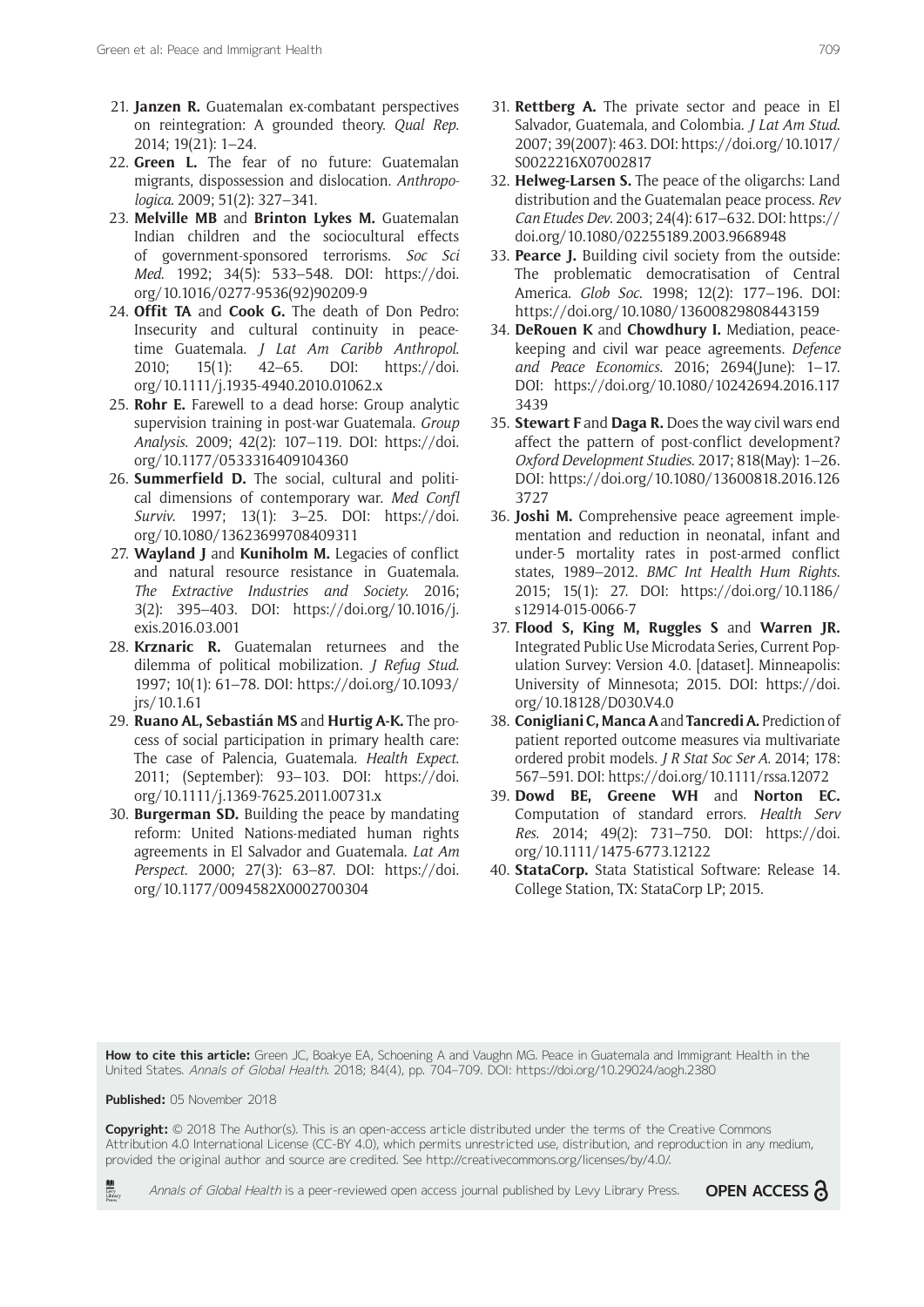21. **Janzen R.** Guatemalan ex-combatant perspectives on reintegration: A grounded theory. *Qual Rep.* 2014; 19(21): 1–24.
22. **Green L.** The fear of no future: Guatemalan migrants, dispossession and dislocation. *Anthropologica.* 2009; 51(2): 327–341.
23. **Melville MB** and **Brinton Lykes M.** Guatemalan Indian children and the sociocultural effects of government-sponsored terrorisms. *Soc Sci Med.* 1992; 34(5): 533–548. DOI: https://doi.org/10.1016/0277-9536(92)90209-9
24. **Offit TA** and **Cook G.** The death of Don Pedro: Insecurity and cultural continuity in peacetime Guatemala. *J Lat Am Caribb Anthropol.* 2010; 15(1): 42–65. DOI: https://doi.org/10.1111/j.1935-4940.2010.01062.x
25. **Rohr E.** Farewell to a dead horse: Group analytic supervision training in post-war Guatemala. *Group Analysis.* 2009; 42(2): 107–119. DOI: https://doi.org/10.1177/0533316409104360
26. **Summerfield D.** The social, cultural and political dimensions of contemporary war. *Med Confl Surviv.* 1997; 13(1): 3–25. DOI: https://doi.org/10.1080/13623699708409311
27. **Wayland J** and **Kuniholm M.** Legacies of conflict and natural resource resistance in Guatemala. *The Extractive Industries and Society.* 2016; 3(2): 395–403. DOI: https://doi.org/10.1016/j.exis.2016.03.001
28. **Krznaric R.** Guatemalan returnees and the dilemma of political mobilization. *J Refug Stud.* 1997; 10(1): 61–78. DOI: https://doi.org/10.1093/jrs/10.1.61
29. **Ruano AL, Sebastián MS** and **Hurtig A-K.** The process of social participation in primary health care: The case of Palencia, Guatemala. *Health Expect.* 2011; (September): 93–103. DOI: https://doi.org/10.1111/j.1369-7625.2011.00731.x
30. **Burgerman SD.** Building the peace by mandating reform: United Nations-mediated human rights agreements in El Salvador and Guatemala. *Lat Am Perspect.* 2000; 27(3): 63–87. DOI: https://doi.org/10.1177/0094582X0002700304
31. **Rettberg A.** The private sector and peace in El Salvador, Guatemala, and Colombia. *J Lat Am Stud.* 2007; 39(2007): 463. DOI: https://doi.org/10.1017/S0022216X07002817
32. **Helweg-Larsen S.** The peace of the oligarchs: Land distribution and the Guatemalan peace process. *Rev Can Etudes Dev.* 2003; 24(4): 617–632. DOI: https://doi.org/10.1080/02255189.2003.9668948
33. **Pearce J.** Building civil society from the outside: The problematic democratisation of Central America. *Glob Soc.* 1998; 12(2): 177–196. DOI: https://doi.org/10.1080/13600829808443159
34. **DeRouen K** and **Chowdhury I.** Mediation, peacekeeping and civil war peace agreements. *Defence and Peace Economics.* 2016; 2694(June): 1–17. DOI: https://doi.org/10.1080/10242694.2016.1173439
35. **Stewart F** and **Daga R.** Does the way civil wars end affect the pattern of post-conflict development? *Oxford Development Studies.* 2017; 818(May): 1–26. DOI: https://doi.org/10.1080/13600818.2016.1263727
36. **Joshi M.** Comprehensive peace agreement implementation and reduction in neonatal, infant and under-5 mortality rates in post-armed conflict states, 1989–2012. *BMC Int Health Hum Rights.* 2015; 15(1): 27. DOI: https://doi.org/10.1186/s12914-015-0066-7
37. **Flood S, King M, Ruggles S** and **Warren JR.** Integrated Public Use Microdata Series, Current Population Survey: Version 4.0. [dataset]. Minneapolis: University of Minnesota; 2015. DOI: https://doi.org/10.18128/D030.V4.0
38. **Conigliani C, Manca A** and **Tancredi A.** Prediction of patient reported outcome measures via multivariate ordered probit models. *J R Stat Soc Ser A.* 2014; 178: 567–591. DOI: https://doi.org/10.1111/rssa.12072
39. **Dowd BE, Greene WH** and **Norton EC.** Computation of standard errors. *Health Serv Res.* 2014; 49(2): 731–750. DOI: https://doi.org/10.1111/1475-6773.12122
40. **StataCorp.** Stata Statistical Software: Release 14. College Station, TX: StataCorp LP; 2015.

**How to cite this article:** Green JC, Boakye EA, Schoening A and Vaughn MG. Peace in Guatemala and Immigrant Health in the United States. *Annals of Global Health.* 2018; 84(4), pp. 704–709. DOI: https://doi.org/10.29024/aogh.2380

**Published:** 05 November 2018

**Copyright:** © 2018 The Author(s). This is an open-access article distributed under the terms of the Creative Commons Attribution 4.0 International License (CC-BY 4.0), which permits unrestricted use, distribution, and reproduction in any medium, provided the original author and source are credited. See http://creativecommons.org/licenses/by/4.0/.

*Annals of Global Health* is a peer-reviewed open access journal published by Levy Library Press. **OPEN ACCESS**